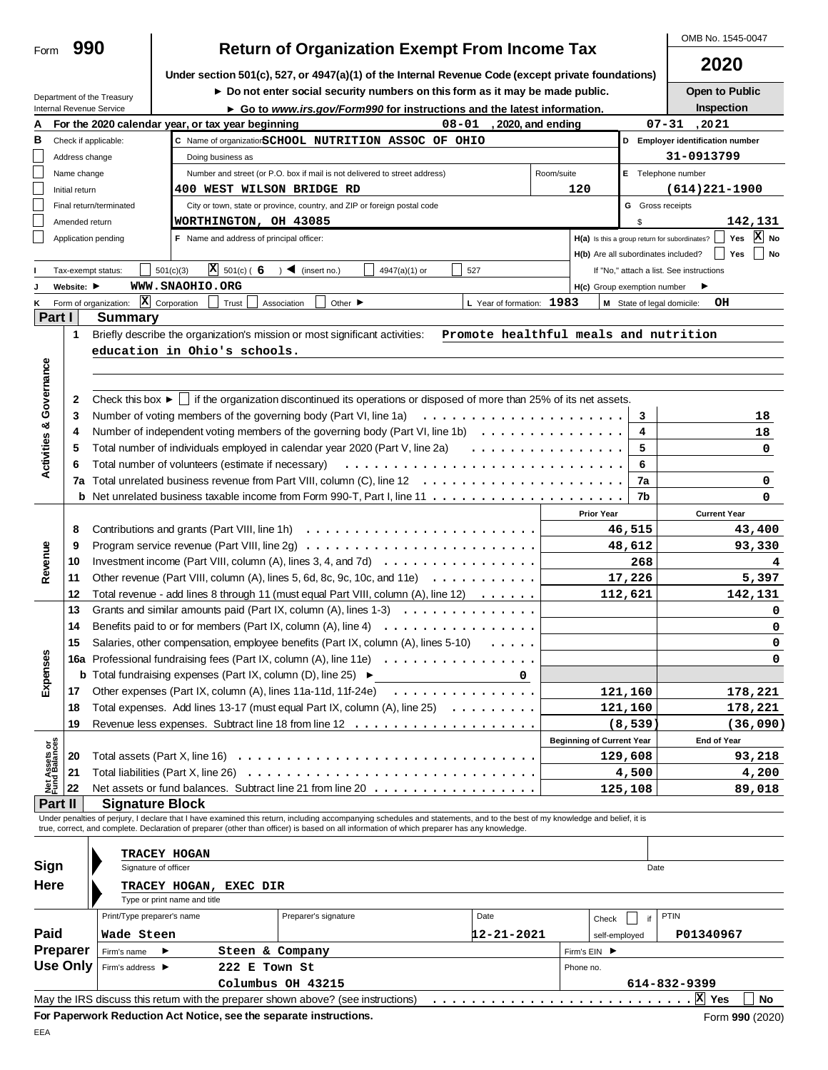# Form 990 — Return of Organization Exempt From Income Tax

OMB No. 1545-0047

**2020**

Under section 501(c), 527, or 4947(a)(1) of the Internal Revenue Code (except private foundations)

► Do not enter social security numbers on this form as it may be made public.

► Go to *www.irs.gov/Form990* for instructions and the latest information.

**Open to Public Inspection**

Department of the Treasury
Internal Revenue Service

**A** For the 2020 calendar year, or tax year beginning 08-01, 2020, and ending 07-31, 2021

**B** Check if applicable:
- Address change
- Name change
- Initial return
- Final return/terminated
- Amended return
- Application pending

**C** Name of organization: SCHOOL NUTRITION ASSOC OF OHIO

Doing business as

Number and street (or P.O. box if mail is not delivered to street address): 400 WEST WILSON BRIDGE RD — Room/suite: 120

City or town, state or province, country, and ZIP or foreign postal code: WORTHINGTON, OH 43085

**D** Employer identification number: 31-0913799

**E** Telephone number: (614)221-1900

**G** Gross receipts $ 142,131

**F** Name and address of principal officer:

**H(a)** Is this a group return for subordinates? ☐ Yes ☒ No

**H(b)** Are all subordinates included? ☐ Yes ☐ No — If "No," attach a list. See instructions

**H(c)** Group exemption number ►

**I** Tax-exempt status: ☐ 501(c)(3) ☒ 501(c) ( 6 ) ◄ (insert no.) ☐ 4947(a)(1) or ☐ 527

**J** Website: ► WWW.SNAOHIO.ORG

**K** Form of organization: ☒ Corporation ☐ Trust ☐ Association ☐ Other ►

**L** Year of formation: 1983

**M** State of legal domicile: OH

## Part I — Summary

**Activities & Governance**

1 Briefly describe the organization's mission or most significant activities: Promote healthful meals and nutrition education in Ohio's schools.

2 Check this box ► ☐ if the organization discontinued its operations or disposed of more than 25% of its net assets.

| Line | Description | | Value |
|---|---|---|---|
| 3 | Number of voting members of the governing body (Part VI, line 1a) | 3 | 18 |
| 4 | Number of independent voting members of the governing body (Part VI, line 1b) | 4 | 18 |
| 5 | Total number of individuals employed in calendar year 2020 (Part V, line 2a) | 5 | 0 |
| 6 | Total number of volunteers (estimate if necessary) | 6 | |
| 7a | Total unrelated business revenue from Part VIII, column (C), line 12 | 7a | 0 |
| b | Net unrelated business taxable income from Form 990-T, Part I, line 11 | 7b | 0 |

| Line | Description | Prior Year | Current Year |
|---|---|---|---|
| **Revenue** | | | |
| 8 | Contributions and grants (Part VIII, line 1h) | 46,515 | 43,400 |
| 9 | Program service revenue (Part VIII, line 2g) | 48,612 | 93,330 |
| 10 | Investment income (Part VIII, column (A), lines 3, 4, and 7d) | 268 | 4 |
| 11 | Other revenue (Part VIII, column (A), lines 5, 6d, 8c, 9c, 10c, and 11e) | 17,226 | 5,397 |
| 12 | Total revenue - add lines 8 through 11 (must equal Part VIII, column (A), line 12) | 112,621 | 142,131 |
| **Expenses** | | | |
| 13 | Grants and similar amounts paid (Part IX, column (A), lines 1-3) | | 0 |
| 14 | Benefits paid to or for members (Part IX, column (A), line 4) | | 0 |
| 15 | Salaries, other compensation, employee benefits (Part IX, column (A), lines 5-10) | | 0 |
| 16a | Professional fundraising fees (Part IX, column (A), line 11e) | | 0 |
| b | Total fundraising expenses (Part IX, column (D), line 25) ► 0 | | |
| 17 | Other expenses (Part IX, column (A), lines 11a-11d, 11f-24e) | 121,160 | 178,221 |
| 18 | Total expenses. Add lines 13-17 (must equal Part IX, column (A), line 25) | 121,160 | 178,221 |
| 19 | Revenue less expenses. Subtract line 18 from line 12 | (8,539) | (36,090) |

| Line | Net Assets or Fund Balances | Beginning of Current Year | End of Year |
|---|---|---|---|
| 20 | Total assets (Part X, line 16) | 129,608 | 93,218 |
| 21 | Total liabilities (Part X, line 26) | 4,500 | 4,200 |
| 22 | Net assets or fund balances. Subtract line 21 from line 20 | 125,108 | 89,018 |

## Part II — Signature Block

Under penalties of perjury, I declare that I have examined this return, including accompanying schedules and statements, and to the best of my knowledge and belief, it is true, correct, and complete. Declaration of preparer (other than officer) is based on all information of which preparer has any knowledge.

**Sign Here**

Signature of officer: TRACEY HOGAN — Date:

Type or print name and title: TRACEY HOGAN, EXEC DIR

**Paid Preparer Use Only**

| Print/Type preparer's name | Preparer's signature | Date | Check ☐ if self-employed | PTIN |
|---|---|---|---|---|
| Wade Steen | | 12-21-2021 | | P01340967 |

Firm's name ► Steen & Company — Firm's EIN ►

Firm's address ► 222 E Town St, Columbus OH 43215 — Phone no. 614-832-9399

May the IRS discuss this return with the preparer shown above? (see instructions) ☒ Yes ☐ No

**For Paperwork Reduction Act Notice, see the separate instructions.** Form **990** (2020)

EEA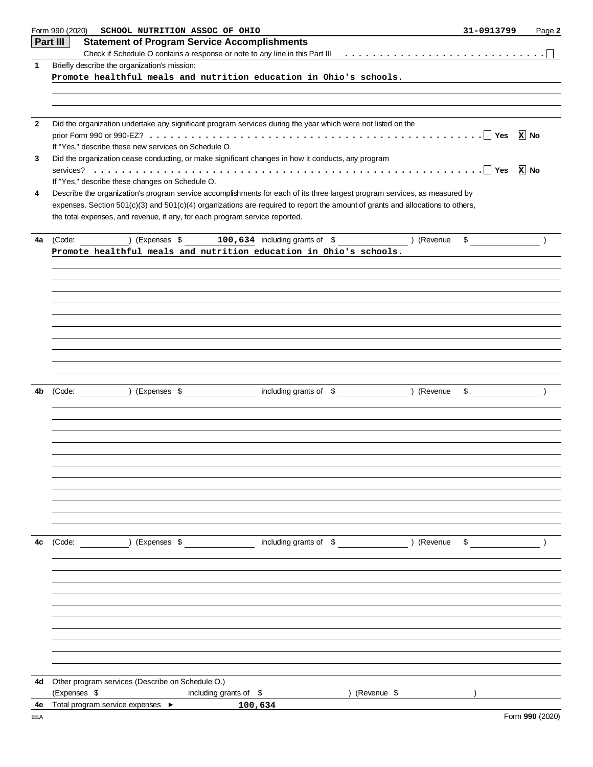Form 990 (2020) SCHOOL NUTRITION ASSOC OF OHIO 31-0913799 Page 2

## Part III Statement of Program Service Accomplishments

Check if Schedule O contains a response or note to any line in this Part III . . . . . . . . . . . . . . . . . . . . . . . . . . . . ☐

**1** Briefly describe the organization's mission:

Promote healthful meals and nutrition education in Ohio's schools.

**2** Did the organization undertake any significant program services during the year which were not listed on the prior Form 990 or 990-EZ? . . . . . . . . . . . . . . . . . . . . . . . . . . . . . . . . . . . . . . . . . . . . . . . . ☐ Yes ☒ No

If "Yes," describe these new services on Schedule O.

**3** Did the organization cease conducting, or make significant changes in how it conducts, any program services? . . . . . . . . . . . . . . . . . . . . . . . . . . . . . . . . . . . . . . . . . . . . . . . . . . . . . . . . . . . ☐ Yes ☒ No

If "Yes," describe these changes on Schedule O.

**4** Describe the organization's program service accomplishments for each of its three largest program services, as measured by expenses. Section 501(c)(3) and 501(c)(4) organizations are required to report the amount of grants and allocations to others, the total expenses, and revenue, if any, for each program service reported.

**4a** (Code: ) (Expenses $ 100,634 including grants of $ ) (Revenue $ )

Promote healthful meals and nutrition education in Ohio's schools.

**4b** (Code: ) (Expenses $ including grants of $ ) (Revenue $ )

**4c** (Code: ) (Expenses $ including grants of $ ) (Revenue $ )

**4d** Other program services (Describe on Schedule O.)

(Expenses $ including grants of $ ) (Revenue $ )

**4e** Total program service expenses ► 100,634

Form **990** (2020)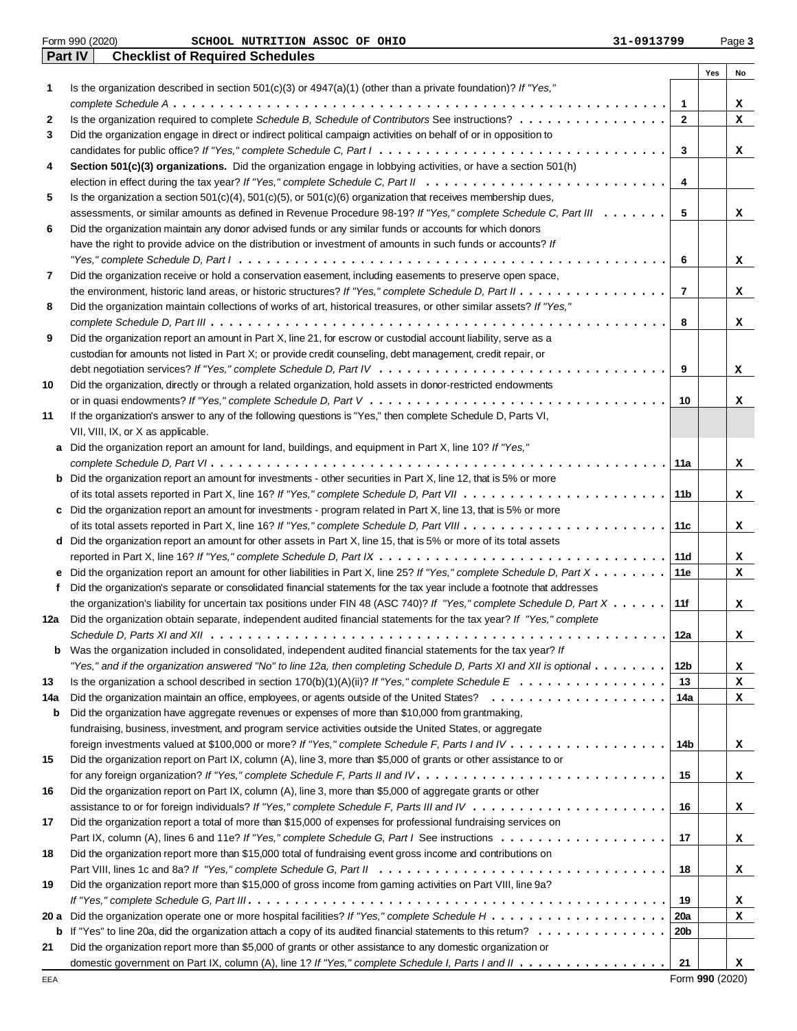Form 990 (2020) SCHOOL NUTRITION ASSOC OF OHIO 31-0913799 Page 3

## Part IV Checklist of Required Schedules

| | | | Yes | No |
|---|---|---|---|---|
| 1 | Is the organization described in section 501(c)(3) or 4947(a)(1) (other than a private foundation)? *If "Yes," complete Schedule A* | 1 | | X |
| 2 | Is the organization required to complete *Schedule B, Schedule of Contributors* See instructions? | 2 | | X |
| 3 | Did the organization engage in direct or indirect political campaign activities on behalf of or in opposition to candidates for public office? *If "Yes," complete Schedule C, Part I* | 3 | | X |
| 4 | **Section 501(c)(3) organizations.** Did the organization engage in lobbying activities, or have a section 501(h) election in effect during the tax year? *If "Yes," complete Schedule C, Part II* | 4 | | |
| 5 | Is the organization a section 501(c)(4), 501(c)(5), or 501(c)(6) organization that receives membership dues, assessments, or similar amounts as defined in Revenue Procedure 98-19? *If "Yes," complete Schedule C, Part III* | 5 | | X |
| 6 | Did the organization maintain any donor advised funds or any similar funds or accounts for which donors have the right to provide advice on the distribution or investment of amounts in such funds or accounts? *If "Yes," complete Schedule D, Part I* | 6 | | X |
| 7 | Did the organization receive or hold a conservation easement, including easements to preserve open space, the environment, historic land areas, or historic structures? *If "Yes," complete Schedule D, Part II* | 7 | | X |
| 8 | Did the organization maintain collections of works of art, historical treasures, or other similar assets? *If "Yes," complete Schedule D, Part III* | 8 | | X |
| 9 | Did the organization report an amount in Part X, line 21, for escrow or custodial account liability, serve as a custodian for amounts not listed in Part X; or provide credit counseling, debt management, credit repair, or debt negotiation services? *If "Yes," complete Schedule D, Part IV* | 9 | | X |
| 10 | Did the organization, directly or through a related organization, hold assets in donor-restricted endowments or in quasi endowments? *If "Yes," complete Schedule D, Part V* | 10 | | X |
| 11 | If the organization's answer to any of the following questions is "Yes," then complete Schedule D, Parts VI, VII, VIII, IX, or X as applicable. | | | |
| a | Did the organization report an amount for land, buildings, and equipment in Part X, line 10? *If "Yes," complete Schedule D, Part VI* | 11a | | X |
| b | Did the organization report an amount for investments - other securities in Part X, line 12, that is 5% or more of its total assets reported in Part X, line 16? *If "Yes," complete Schedule D, Part VII* | 11b | | X |
| c | Did the organization report an amount for investments - program related in Part X, line 13, that is 5% or more of its total assets reported in Part X, line 16? *If "Yes," complete Schedule D, Part VIII* | 11c | | X |
| d | Did the organization report an amount for other assets in Part X, line 15, that is 5% or more of its total assets reported in Part X, line 16? *If "Yes," complete Schedule D, Part IX* | 11d | | X |
| e | Did the organization report an amount for other liabilities in Part X, line 25? *If "Yes," complete Schedule D, Part X* | 11e | | X |
| f | Did the organization's separate or consolidated financial statements for the tax year include a footnote that addresses the organization's liability for uncertain tax positions under FIN 48 (ASC 740)? *If "Yes," complete Schedule D, Part X* | 11f | | X |
| 12a | Did the organization obtain separate, independent audited financial statements for the tax year? *If "Yes," complete Schedule D, Parts XI and XII* | 12a | | X |
| b | Was the organization included in consolidated, independent audited financial statements for the tax year? *If "Yes," and if the organization answered "No" to line 12a, then completing Schedule D, Parts XI and XII is optional* | 12b | | X |
| 13 | Is the organization a school described in section 170(b)(1)(A)(ii)? *If "Yes," complete Schedule E* | 13 | | X |
| 14a | Did the organization maintain an office, employees, or agents outside of the United States? | 14a | | X |
| b | Did the organization have aggregate revenues or expenses of more than $10,000 from grantmaking, fundraising, business, investment, and program service activities outside the United States, or aggregate foreign investments valued at $100,000 or more? *If "Yes," complete Schedule F, Parts I and IV* | 14b | | X |
| 15 | Did the organization report on Part IX, column (A), line 3, more than $5,000 of grants or other assistance to or for any foreign organization? *If "Yes," complete Schedule F, Parts II and IV* | 15 | | X |
| 16 | Did the organization report on Part IX, column (A), line 3, more than $5,000 of aggregate grants or other assistance to or for foreign individuals? *If "Yes," complete Schedule F, Parts III and IV* | 16 | | X |
| 17 | Did the organization report a total of more than $15,000 of expenses for professional fundraising services on Part IX, column (A), lines 6 and 11e? *If "Yes," complete Schedule G, Part I* See instructions | 17 | | X |
| 18 | Did the organization report more than $15,000 total of fundraising event gross income and contributions on Part VIII, lines 1c and 8a? *If "Yes," complete Schedule G, Part II* | 18 | | X |
| 19 | Did the organization report more than $15,000 of gross income from gaming activities on Part VIII, line 9a? *If "Yes," complete Schedule G, Part III* | 19 | | X |
| 20 a | Did the organization operate one or more hospital facilities? *If "Yes," complete Schedule H* | 20a | | X |
| b | If "Yes" to line 20a, did the organization attach a copy of its audited financial statements to this return? | 20b | | |
| 21 | Did the organization report more than $5,000 of grants or other assistance to any domestic organization or domestic government on Part IX, column (A), line 1? *If "Yes," complete Schedule I, Parts I and II* | 21 | | X |

EEA Form **990** (2020)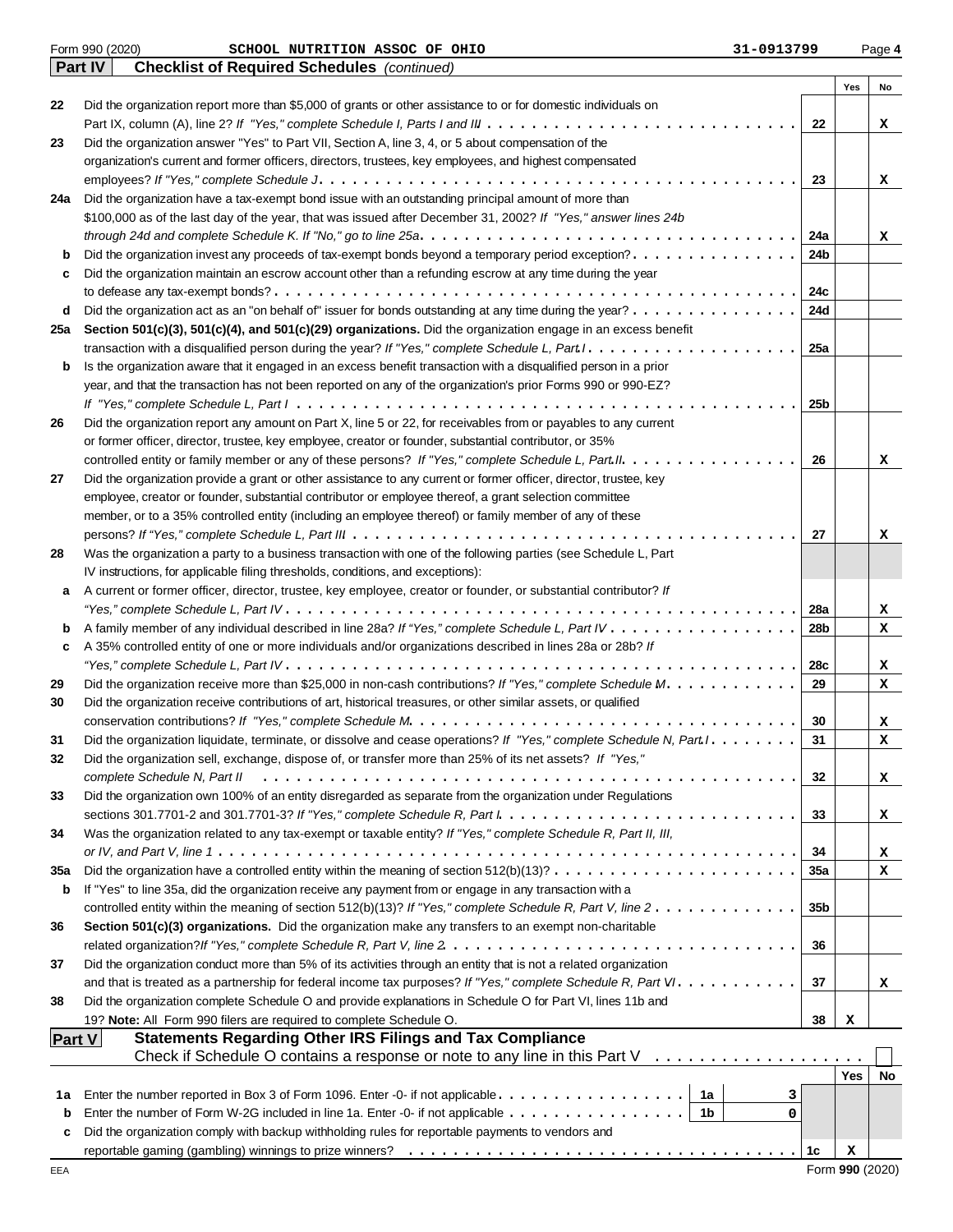Form 990 (2020) SCHOOL NUTRITION ASSOC OF OHIO 31-0913799

## Part IV Checklist of Required Schedules *(continued)*

| | | | Yes | No |
|---|---|---|---|---|
| 22 | Did the organization report more than $5,000 of grants or other assistance to or for domestic individuals on Part IX, column (A), line 2? *If "Yes," complete Schedule I, Parts I and III* | 22 | | X |
| 23 | Did the organization answer "Yes" to Part VII, Section A, line 3, 4, or 5 about compensation of the organization's current and former officers, directors, trustees, key employees, and highest compensated employees? *If "Yes," complete Schedule J* | 23 | | X |
| 24a | Did the organization have a tax-exempt bond issue with an outstanding principal amount of more than $100,000 as of the last day of the year, that was issued after December 31, 2002? *If "Yes," answer lines 24b through 24d and complete Schedule K. If "No," go to line 25a* | 24a | | X |
| b | Did the organization invest any proceeds of tax-exempt bonds beyond a temporary period exception? | 24b | | |
| c | Did the organization maintain an escrow account other than a refunding escrow at any time during the year to defease any tax-exempt bonds? | 24c | | |
| d | Did the organization act as an "on behalf of" issuer for bonds outstanding at any time during the year? | 24d | | |
| 25a | **Section 501(c)(3), 501(c)(4), and 501(c)(29) organizations.** Did the organization engage in an excess benefit transaction with a disqualified person during the year? *If "Yes," complete Schedule L, Part I* | 25a | | |
| b | Is the organization aware that it engaged in an excess benefit transaction with a disqualified person in a prior year, and that the transaction has not been reported on any of the organization's prior Forms 990 or 990-EZ? *If "Yes," complete Schedule L, Part I* | 25b | | |
| 26 | Did the organization report any amount on Part X, line 5 or 22, for receivables from or payables to any current or former officer, director, trustee, key employee, creator or founder, substantial contributor, or 35% controlled entity or family member of any of these persons? *If "Yes," complete Schedule L, Part II* | 26 | | X |
| 27 | Did the organization provide a grant or other assistance to any current or former officer, director, trustee, key employee, creator or founder, substantial contributor or employee thereof, a grant selection committee member, or to a 35% controlled entity (including an employee thereof) or family member of any of these persons? *If "Yes," complete Schedule L, Part III* | 27 | | X |
| 28 | Was the organization a party to a business transaction with one of the following parties (see Schedule L, Part IV instructions, for applicable filing thresholds, conditions, and exceptions): | | | |
| a | A current or former officer, director, trustee, key employee, creator or founder, or substantial contributor? *If "Yes," complete Schedule L, Part IV* | 28a | | X |
| b | A family member of any individual described in line 28a? *If "Yes," complete Schedule L, Part IV* | 28b | | X |
| c | A 35% controlled entity of one or more individuals and/or organizations described in lines 28a or 28b? *If "Yes," complete Schedule L, Part IV* | 28c | | X |
| 29 | Did the organization receive more than $25,000 in non-cash contributions? *If "Yes," complete Schedule M* | 29 | | X |
| 30 | Did the organization receive contributions of art, historical treasures, or other similar assets, or qualified conservation contributions? *If "Yes," complete Schedule M* | 30 | | X |
| 31 | Did the organization liquidate, terminate, or dissolve and cease operations? *If "Yes," complete Schedule N, Part I* | 31 | | X |
| 32 | Did the organization sell, exchange, dispose of, or transfer more than 25% of its net assets? *If "Yes," complete Schedule N, Part II* | 32 | | X |
| 33 | Did the organization own 100% of an entity disregarded as separate from the organization under Regulations sections 301.7701-2 and 301.7701-3? *If "Yes," complete Schedule R, Part I* | 33 | | X |
| 34 | Was the organization related to any tax-exempt or taxable entity? *If "Yes," complete Schedule R, Part II, III, or IV, and Part V, line 1* | 34 | | X |
| 35a | Did the organization have a controlled entity within the meaning of section 512(b)(13)? | 35a | | X |
| b | If "Yes" to line 35a, did the organization receive any payment from or engage in any transaction with a controlled entity within the meaning of section 512(b)(13)? *If "Yes," complete Schedule R, Part V, line 2* | 35b | | |
| 36 | **Section 501(c)(3) organizations.** Did the organization make any transfers to an exempt non-charitable related organization? *If "Yes," complete Schedule R, Part V, line 2* | 36 | | |
| 37 | Did the organization conduct more than 5% of its activities through an entity that is not a related organization and that is treated as a partnership for federal income tax purposes? *If "Yes," complete Schedule R, Part VI* | 37 | | X |
| 38 | Did the organization complete Schedule O and provide explanations in Schedule O for Part VI, lines 11b and 19? **Note:** All Form 990 filers are required to complete Schedule O. | 38 | X | |

## Part V Statements Regarding Other IRS Filings and Tax Compliance

Check if Schedule O contains a response or note to any line in this Part V ☐

| | | | | | Yes | No |
|---|---|---|---|---|---|---|
| 1a | Enter the number reported in Box 3 of Form 1096. Enter -0- if not applicable | 1a | 3 | | | |
| b | Enter the number of Form W-2G included in line 1a. Enter -0- if not applicable | 1b | 0 | | | |
| c | Did the organization comply with backup withholding rules for reportable payments to vendors and reportable gaming (gambling) winnings to prize winners? | | | 1c | X | |

Form **990** (2020)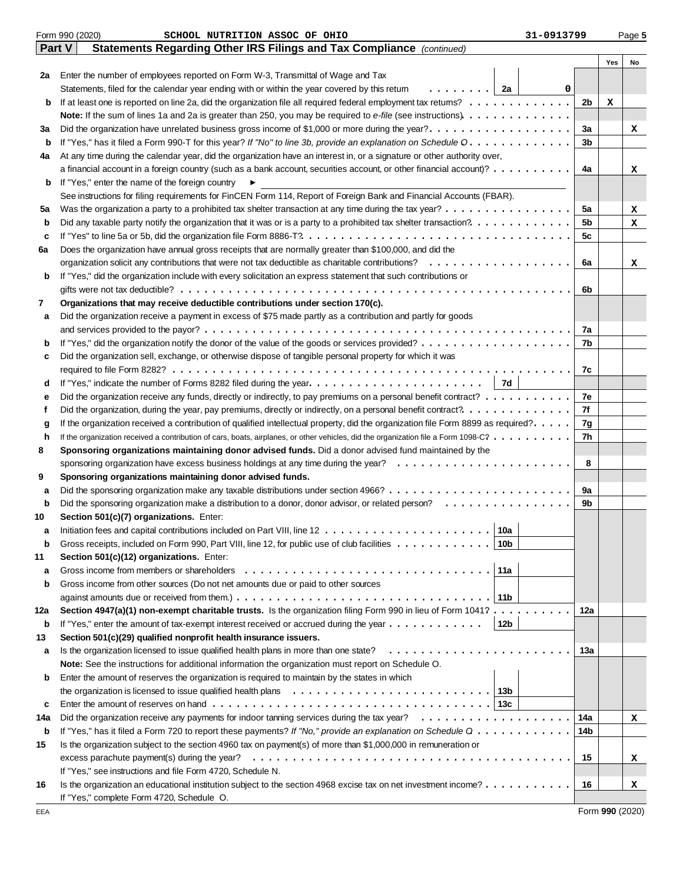Form 990 (2020) SCHOOL NUTRITION ASSOC OF OHIO 31-0913799

**Part V — Statements Regarding Other IRS Filings and Tax Compliance** *(continued)*

| Line | Description | Ref | Amount | Line | Yes | No |
|---|---|---|---|---|---|---|
| **2a** | Enter the number of employees reported on Form W-3, Transmittal of Wage and Tax Statements, filed for the calendar year ending with or within the year covered by this return | 2a | 0 | | | |
| **b** | If at least one is reported on line 2a, did the organization file all required federal employment tax returns? | | | 2b | X | |
| | **Note:** If the sum of lines 1a and 2a is greater than 250, you may be required to *e-file* (see instructions) | | | | | |
| **3a** | Did the organization have unrelated business gross income of $1,000 or more during the year? | | | 3a | | X |
| **b** | If "Yes," has it filed a Form 990-T for this year? *If "No" to line 3b, provide an explanation on Schedule O* | | | 3b | | |
| **4a** | At any time during the calendar year, did the organization have an interest in, or a signature or other authority over, a financial account in a foreign country (such as a bank account, securities account, or other financial account)? | | | 4a | | X |
| **b** | If "Yes," enter the name of the foreign country ► | | | | | |
| | See instructions for filing requirements for FinCEN Form 114, Report of Foreign Bank and Financial Accounts (FBAR). | | | | | |
| **5a** | Was the organization a party to a prohibited tax shelter transaction at any time during the tax year? | | | 5a | | X |
| **b** | Did any taxable party notify the organization that it was or is a party to a prohibited tax shelter transaction? | | | 5b | | X |
| **c** | If "Yes" to line 5a or 5b, did the organization file Form 8886-T? | | | 5c | | |
| **6a** | Does the organization have annual gross receipts that are normally greater than $100,000, and did the organization solicit any contributions that were not tax deductible as charitable contributions? | | | 6a | | X |
| **b** | If "Yes," did the organization include with every solicitation an express statement that such contributions or gifts were not tax deductible? | | | 6b | | |
| **7** | **Organizations that may receive deductible contributions under section 170(c).** | | | | | |
| **a** | Did the organization receive a payment in excess of $75 made partly as a contribution and partly for goods and services provided to the payor? | | | 7a | | |
| **b** | If "Yes," did the organization notify the donor of the value of the goods or services provided? | | | 7b | | |
| **c** | Did the organization sell, exchange, or otherwise dispose of tangible personal property for which it was required to file Form 8282? | | | 7c | | |
| **d** | If "Yes," indicate the number of Forms 8282 filed during the year | 7d | | | | |
| **e** | Did the organization receive any funds, directly or indirectly, to pay premiums on a personal benefit contract? | | | 7e | | |
| **f** | Did the organization, during the year, pay premiums, directly or indirectly, on a personal benefit contract? | | | 7f | | |
| **g** | If the organization received a contribution of qualified intellectual property, did the organization file Form 8899 as required? | | | 7g | | |
| **h** | If the organization received a contribution of cars, boats, airplanes, or other vehicles, did the organization file a Form 1098-C? | | | 7h | | |
| **8** | **Sponsoring organizations maintaining donor advised funds.** Did a donor advised fund maintained by the sponsoring organization have excess business holdings at any time during the year? | | | 8 | | |
| **9** | **Sponsoring organizations maintaining donor advised funds.** | | | | | |
| **a** | Did the sponsoring organization make any taxable distributions under section 4966? | | | 9a | | |
| **b** | Did the sponsoring organization make a distribution to a donor, donor advisor, or related person? | | | 9b | | |
| **10** | **Section 501(c)(7) organizations.** Enter: | | | | | |
| **a** | Initiation fees and capital contributions included on Part VIII, line 12 | 10a | | | | |
| **b** | Gross receipts, included on Form 990, Part VIII, line 12, for public use of club facilities | 10b | | | | |
| **11** | **Section 501(c)(12) organizations.** Enter: | | | | | |
| **a** | Gross income from members or shareholders | 11a | | | | |
| **b** | Gross income from other sources (Do not net amounts due or paid to other sources against amounts due or received from them.) | 11b | | | | |
| **12a** | **Section 4947(a)(1) non-exempt charitable trusts.** Is the organization filing Form 990 in lieu of Form 1041? | | | 12a | | |
| **b** | If "Yes," enter the amount of tax-exempt interest received or accrued during the year | 12b | | | | |
| **13** | **Section 501(c)(29) qualified nonprofit health insurance issuers.** | | | | | |
| **a** | Is the organization licensed to issue qualified health plans in more than one state? | | | 13a | | |
| | **Note:** See the instructions for additional information the organization must report on Schedule O. | | | | | |
| **b** | Enter the amount of reserves the organization is required to maintain by the states in which the organization is licensed to issue qualified health plans | 13b | | | | |
| **c** | Enter the amount of reserves on hand | 13c | | | | |
| **14a** | Did the organization receive any payments for indoor tanning services during the tax year? | | | 14a | | X |
| **b** | If "Yes," has it filed a Form 720 to report these payments? *If "No," provide an explanation on Schedule O* | | | 14b | | |
| **15** | Is the organization subject to the section 4960 tax on payment(s) of more than $1,000,000 in remuneration or excess parachute payment(s) during the year? | | | 15 | | X |
| | If "Yes," see instructions and file Form 4720, Schedule N. | | | | | |
| **16** | Is the organization an educational institution subject to the section 4968 excise tax on net investment income? | | | 16 | | X |
| | If "Yes," complete Form 4720, Schedule O. | | | | | |

Form **990** (2020)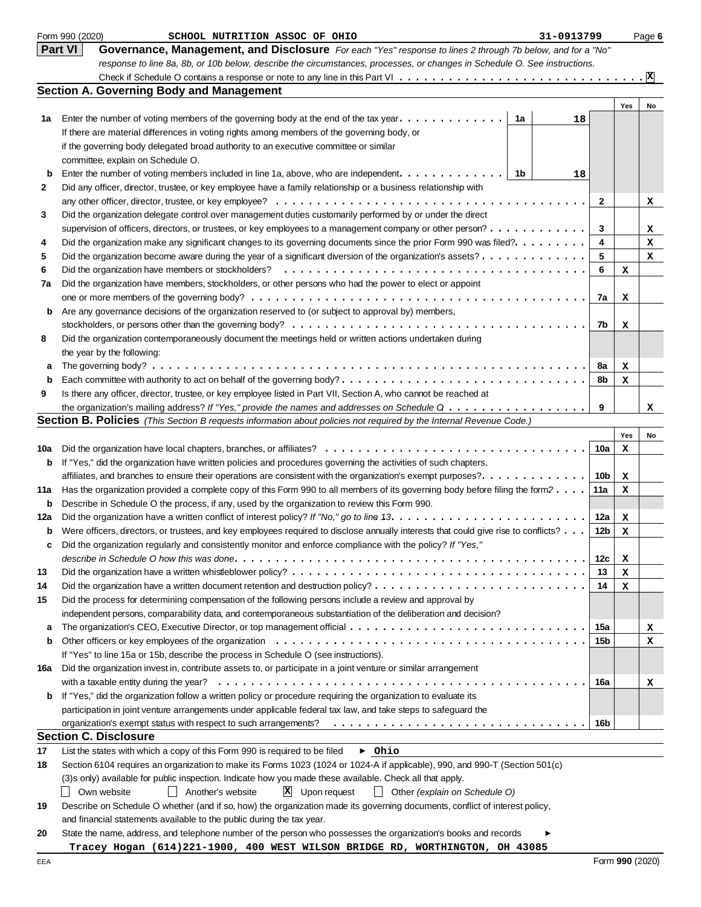Form 990 (2020) SCHOOL NUTRITION ASSOC OF OHIO 31-0913799 Page 6

## Part VI Governance, Management, and Disclosure

*For each "Yes" response to lines 2 through 7b below, and for a "No" response to line 8a, 8b, or 10b below, describe the circumstances, processes, or changes in Schedule O. See instructions.*

Check if Schedule O contains a response or note to any line in this Part VI . . . . . . . . . . X

### Section A. Governing Body and Management

| | | | Yes | No |
|---|---|---|---|---|
| **1a** | Enter the number of voting members of the governing body at the end of the tax year . . . **1a** 18. If there are material differences in voting rights among members of the governing body, or if the governing body delegated broad authority to an executive committee or similar committee, explain on Schedule O. | | | |
| **b** | Enter the number of voting members included in line 1a, above, who are independent . . . **1b** 18 | | | |
| **2** | Did any officer, director, trustee, or key employee have a family relationship or a business relationship with any other officer, director, trustee, or key employee? | 2 | | X |
| **3** | Did the organization delegate control over management duties customarily performed by or under the direct supervision of officers, directors, or trustees, or key employees to a management company or other person? | 3 | | X |
| **4** | Did the organization make any significant changes to its governing documents since the prior Form 990 was filed? | 4 | | X |
| **5** | Did the organization become aware during the year of a significant diversion of the organization's assets? | 5 | | X |
| **6** | Did the organization have members or stockholders? | 6 | X | |
| **7a** | Did the organization have members, stockholders, or other persons who had the power to elect or appoint one or more members of the governing body? | 7a | X | |
| **b** | Are any governance decisions of the organization reserved to (or subject to approval by) members, stockholders, or persons other than the governing body? | 7b | X | |
| **8** | Did the organization contemporaneously document the meetings held or written actions undertaken during the year by the following: | | | |
| **a** | The governing body? | 8a | X | |
| **b** | Each committee with authority to act on behalf of the governing body? | 8b | X | |
| **9** | Is there any officer, director, trustee, or key employee listed in Part VII, Section A, who cannot be reached at the organization's mailing address? *If "Yes," provide the names and addresses on Schedule O* | 9 | | X |

### Section B. Policies *(This Section B requests information about policies not required by the Internal Revenue Code.)*

| | | | Yes | No |
|---|---|---|---|---|
| **10a** | Did the organization have local chapters, branches, or affiliates? | 10a | X | |
| **b** | If "Yes," did the organization have written policies and procedures governing the activities of such chapters, affiliates, and branches to ensure their operations are consistent with the organization's exempt purposes? | 10b | X | |
| **11a** | Has the organization provided a complete copy of this Form 990 to all members of its governing body before filing the form? | 11a | X | |
| **b** | Describe in Schedule O the process, if any, used by the organization to review this Form 990. | | | |
| **12a** | Did the organization have a written conflict of interest policy? *If "No," go to line 13* | 12a | X | |
| **b** | Were officers, directors, or trustees, and key employees required to disclose annually interests that could give rise to conflicts? | 12b | X | |
| **c** | Did the organization regularly and consistently monitor and enforce compliance with the policy? *If "Yes," describe in Schedule O how this was done* | 12c | X | |
| **13** | Did the organization have a written whistleblower policy? | 13 | X | |
| **14** | Did the organization have a written document retention and destruction policy? | 14 | X | |
| **15** | Did the process for determining compensation of the following persons include a review and approval by independent persons, comparability data, and contemporaneous substantiation of the deliberation and decision? | | | |
| **a** | The organization's CEO, Executive Director, or top management official | 15a | | X |
| **b** | Other officers or key employees of the organization | 15b | | X |
| | If "Yes" to line 15a or 15b, describe the process in Schedule O (see instructions). | | | |
| **16a** | Did the organization invest in, contribute assets to, or participate in a joint venture or similar arrangement with a taxable entity during the year? | 16a | | X |
| **b** | If "Yes," did the organization follow a written policy or procedure requiring the organization to evaluate its participation in joint venture arrangements under applicable federal tax law, and take steps to safeguard the organization's exempt status with respect to such arrangements? | 16b | | |

### Section C. Disclosure

**17** List the states with which a copy of this Form 990 is required to be filed ► Ohio

**18** Section 6104 requires an organization to make its Forms 1023 (1024 or 1024-A if applicable), 990, and 990-T (Section 501(c)(3)s only) available for public inspection. Indicate how you made these available. Check all that apply.

☐ Own website ☐ Another's website ☒ Upon request ☐ Other *(explain on Schedule O)*

**19** Describe on Schedule O whether (and if so, how) the organization made its governing documents, conflict of interest policy, and financial statements available to the public during the tax year.

**20** State the name, address, and telephone number of the person who possesses the organization's books and records ►

Tracey Hogan (614)221-1900, 400 WEST WILSON BRIDGE RD, WORTHINGTON, OH 43085

EEA Form 990 (2020)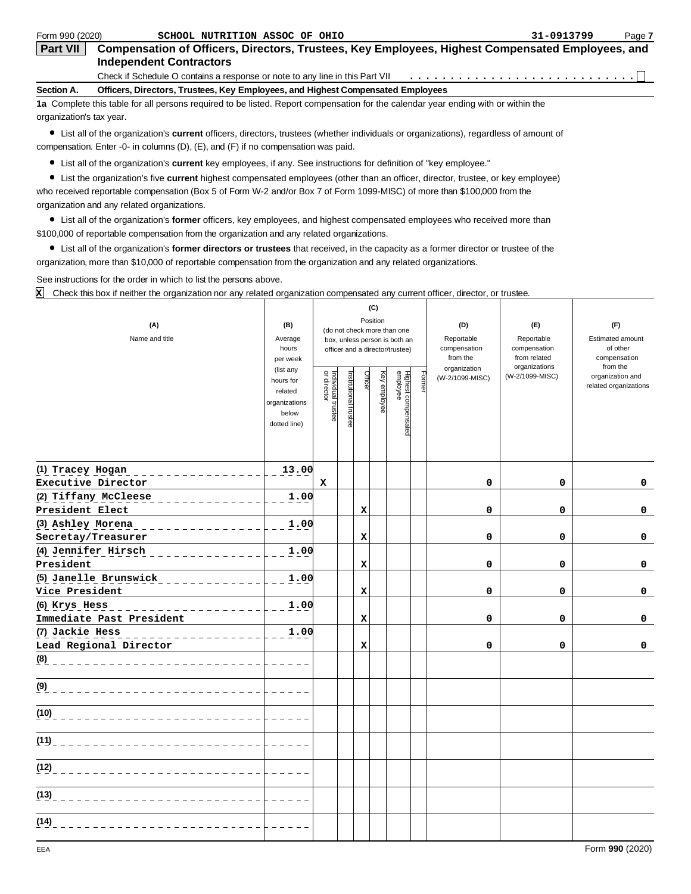Form 990 (2020) SCHOOL NUTRITION ASSOC OF OHIO 31-0913799

**Part VII** **Compensation of Officers, Directors, Trustees, Key Employees, Highest Compensated Employees, and Independent Contractors**

Check if Schedule O contains a response or note to any line in this Part VII . . . . . . . . . . . . . . . . . . . . . . . . . . . ☐

**Section A.** **Officers, Directors, Trustees, Key Employees, and Highest Compensated Employees**

**1a** Complete this table for all persons required to be listed. Report compensation for the calendar year ending with or within the organization's tax year.

- List all of the organization's **current** officers, directors, trustees (whether individuals or organizations), regardless of amount of compensation. Enter -0- in columns (D), (E), and (F) if no compensation was paid.
- List all of the organization's **current** key employees, if any. See instructions for definition of "key employee."
- List the organization's five **current** highest compensated employees (other than an officer, director, trustee, or key employee) who received reportable compensation (Box 5 of Form W-2 and/or Box 7 of Form 1099-MISC) of more than $100,000 from the organization and any related organizations.
- List all of the organization's **former** officers, key employees, and highest compensated employees who received more than $100,000 of reportable compensation from the organization and any related organizations.
- List all of the organization's **former directors or trustees** that received, in the capacity as a former director or trustee of the organization, more than $10,000 of reportable compensation from the organization and any related organizations.

See instructions for the order in which to list the persons above.

X Check this box if neither the organization nor any related organization compensated any current officer, director, or trustee.

| (A) Name and title | (B) Average hours per week (list any hours for related organizations below dotted line) | (C) Position (do not check more than one box, unless person is both an officer and a director/trustee) | | | | | | (D) Reportable compensation from the organization (W-2/1099-MISC) | (E) Reportable compensation from related organizations (W-2/1099-MISC) | (F) Estimated amount of other compensation from the organization and related organizations |
|---|---|---|---|---|---|---|---|---|---|---|
| | | Individual trustee or director | Institutional trustee | Officer | Key employee | Highest compensated employee | Former | | | |
| (1) Tracey Hogan<br>Executive Director | 13.00 | X | | | | | | 0 | 0 | 0 |
| (2) Tiffany McCleese<br>President Elect | 1.00 | | | X | | | | 0 | 0 | 0 |
| (3) Ashley Morena<br>Secretay/Treasurer | 1.00 | | | X | | | | 0 | 0 | 0 |
| (4) Jennifer Hirsch<br>President | 1.00 | | | X | | | | 0 | 0 | 0 |
| (5) Janelle Brunswick<br>Vice President | 1.00 | | | X | | | | 0 | 0 | 0 |
| (6) Krys Hess<br>Immediate Past President | 1.00 | | | X | | | | 0 | 0 | 0 |
| (7) Jackie Hess<br>Lead Regional Director | 1.00 | | | X | | | | 0 | 0 | 0 |
| (8) | | | | | | | | | | |
| (9) | | | | | | | | | | |
| (10) | | | | | | | | | | |
| (11) | | | | | | | | | | |
| (12) | | | | | | | | | | |
| (13) | | | | | | | | | | |
| (14) | | | | | | | | | | |

EEA Form **990** (2020)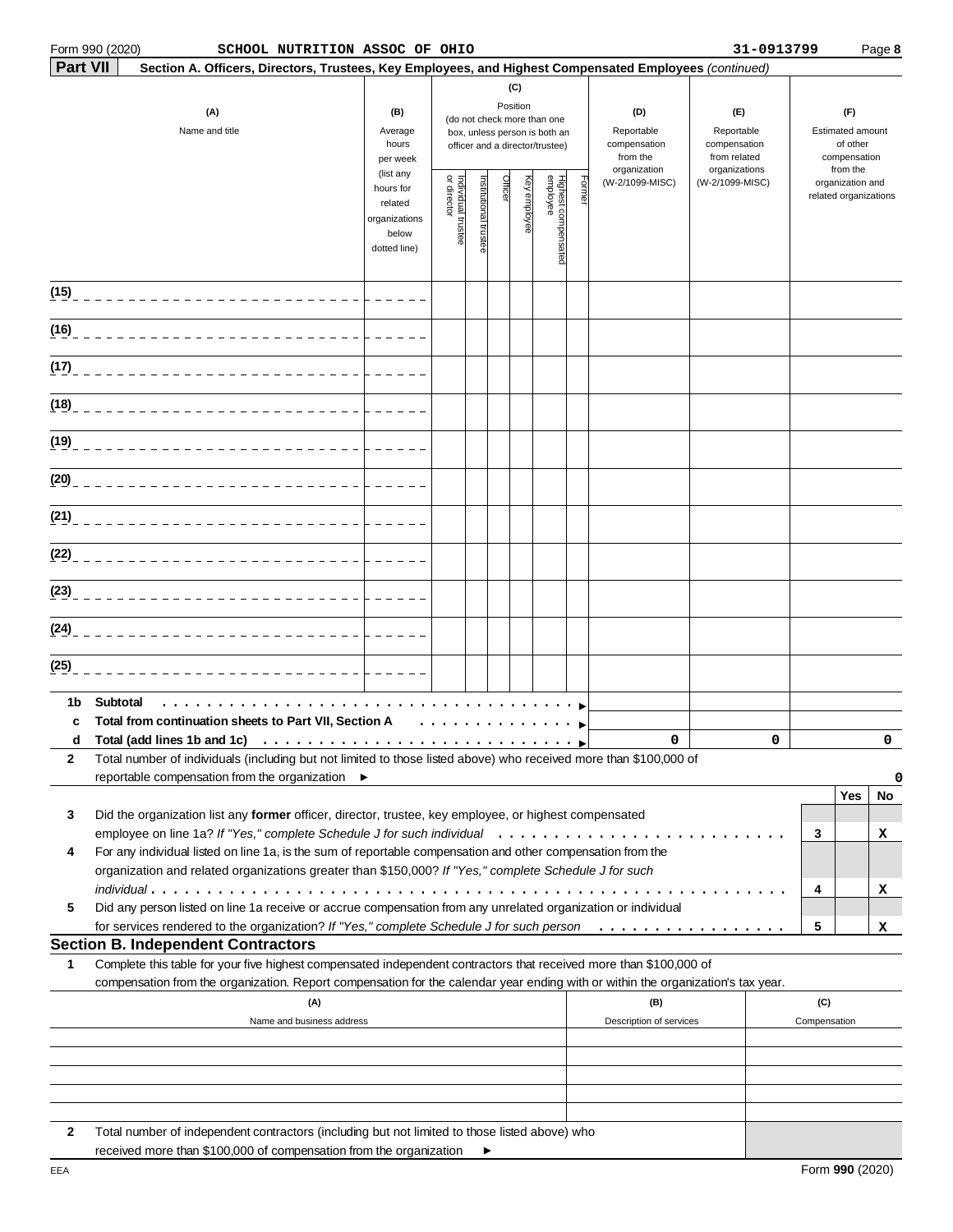Form 990 (2020) SCHOOL NUTRITION ASSOC OF OHIO 31-0913799 Page **8**

**Part VII** **Section A. Officers, Directors, Trustees, Key Employees, and Highest Compensated Employees** *(continued)*

| (A) Name and title | (B) Average hours per week (list any hours for related organizations below dotted line) | (C) Position (do not check more than one box, unless person is both an officer and a director/trustee) Individual trustee or director | Institutional trustee | Officer | Key employee | Highest compensated employee | Former | (D) Reportable compensation from the organization (W-2/1099-MISC) | (E) Reportable compensation from related organizations (W-2/1099-MISC) | (F) Estimated amount of other compensation from the organization and related organizations |
|---|---|---|---|---|---|---|---|---|---|---|
| (15) | | | | | | | | | | |
| (16) | | | | | | | | | | |
| (17) | | | | | | | | | | |
| (18) | | | | | | | | | | |
| (19) | | | | | | | | | | |
| (20) | | | | | | | | | | |
| (21) | | | | | | | | | | |
| (22) | | | | | | | | | | |
| (23) | | | | | | | | | | |
| (24) | | | | | | | | | | |
| (25) | | | | | | | | | | |
| 1b Subtotal | | | | | | | | | | |
| c Total from continuation sheets to Part VII, Section A | | | | | | | | | | |
| d Total (add lines 1b and 1c) | | | | | | | | 0 | 0 | 0 |

**2** Total number of individuals (including but not limited to those listed above) who received more than $100,000 of reportable compensation from the organization ► 0

| | | | Yes | No |
|---|---|---|---|---|
| **3** | Did the organization list any **former** officer, director, trustee, key employee, or highest compensated employee on line 1a? *If "Yes," complete Schedule J for such individual* | 3 | | X |
| **4** | For any individual listed on line 1a, is the sum of reportable compensation and other compensation from the organization and related organizations greater than $150,000? *If "Yes," complete Schedule J for such individual* | 4 | | X |
| **5** | Did any person listed on line 1a receive or accrue compensation from any unrelated organization or individual for services rendered to the organization? *If "Yes," complete Schedule J for such person* | 5 | | X |

## Section B. Independent Contractors

**1** Complete this table for your five highest compensated independent contractors that received more than $100,000 of compensation from the organization. Report compensation for the calendar year ending with or within the organization's tax year.

| (A) Name and business address | (B) Description of services | (C) Compensation |
|---|---|---|
| | | |
| | | |
| | | |
| | | |
| | | |

**2** Total number of independent contractors (including but not limited to those listed above) who received more than $100,000 of compensation from the organization ►

EEA Form **990** (2020)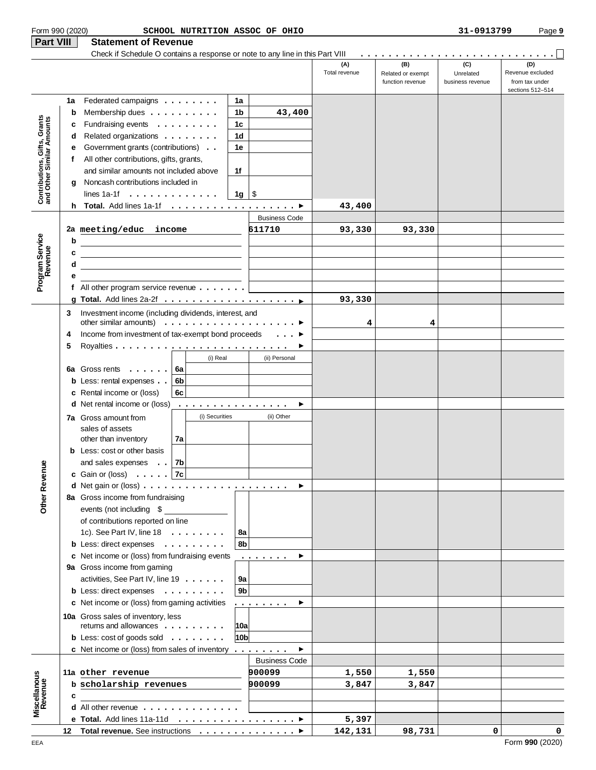Form 990 (2020) SCHOOL NUTRITION ASSOC OF OHIO 31-0913799

## Part VIII Statement of Revenue

Check if Schedule O contains a response or note to any line in this Part VIII . . . . . . . . . . . . . . . . . . . . . . . . . . . ☐

| | | | (A) Total revenue | (B) Related or exempt function revenue | (C) Unrelated business revenue | (D) Revenue excluded from tax under sections 512–514 |
|---|---|---|---|---|---|---|
| **Contributions, Gifts, Grants and Other Similar Amounts** | | | | | | |
| 1a Federated campaigns | 1a | | | | | |
| b Membership dues | 1b | 43,400 | | | | |
| c Fundraising events | 1c | | | | | |
| d Related organizations | 1d | | | | | |
| e Government grants (contributions) | 1e | | | | | |
| f All other contributions, gifts, grants, and similar amounts not included above | 1f | | | | | |
| g Noncash contributions included in lines 1a-1f | 1g | $ | | | | |
| h **Total.** Add lines 1a-1f | | ▶ | 43,400 | | | |
| **Program Service Revenue** | | Business Code | | | | |
| 2a meeting/educ income | | 611710 | 93,330 | 93,330 | | |
| b | | | | | | |
| c | | | | | | |
| d | | | | | | |
| e | | | | | | |
| f All other program service revenue | | | | | | |
| g **Total.** Add lines 2a-2f | | ▶ | 93,330 | | | |
| **Other Revenue** | | | | | | |
| 3 Investment income (including dividends, interest, and other similar amounts) | | ▶ | 4 | 4 | | |
| 4 Income from investment of tax-exempt bond proceeds | | ▶ | | | | |
| 5 Royalties | | ▶ | | | | |
| | (i) Real | (ii) Personal | | | | |
| 6a Gross rents 6a | | | | | | |
| b Less: rental expenses 6b | | | | | | |
| c Rental income or (loss) 6c | | | | | | |
| d Net rental income or (loss) | | ▶ | | | | |
| | (i) Securities | (ii) Other | | | | |
| 7a Gross amount from sales of assets other than inventory 7a | | | | | | |
| b Less: cost or other basis and sales expenses 7b | | | | | | |
| c Gain or (loss) 7c | | | | | | |
| d Net gain or (loss) | | ▶ | | | | |
| 8a Gross income from fundraising events (not including $ ____ of contributions reported on line 1c). See Part IV, line 18 | 8a | | | | | |
| b Less: direct expenses | 8b | | | | | |
| c Net income or (loss) from fundraising events | | ▶ | | | | |
| 9a Gross income from gaming activities, See Part IV, line 19 | 9a | | | | | |
| b Less: direct expenses | 9b | | | | | |
| c Net income or (loss) from gaming activities | | ▶ | | | | |
| 10a Gross sales of inventory, less returns and allowances | 10a | | | | | |
| b Less: cost of goods sold | 10b | | | | | |
| c Net income or (loss) from sales of inventory | | ▶ | | | | |
| **Miscellaneous Revenue** | | Business Code | | | | |
| 11a other revenue | | 900099 | 1,550 | 1,550 | | |
| b scholarship revenues | | 900099 | 3,847 | 3,847 | | |
| c | | | | | | |
| d All other revenue | | | | | | |
| e **Total.** Add lines 11a-11d | | ▶ | 5,397 | | | |
| 12 **Total revenue.** See instructions | | ▶ | 142,131 | 98,731 | 0 | 0 |

EEA Form **990** (2020)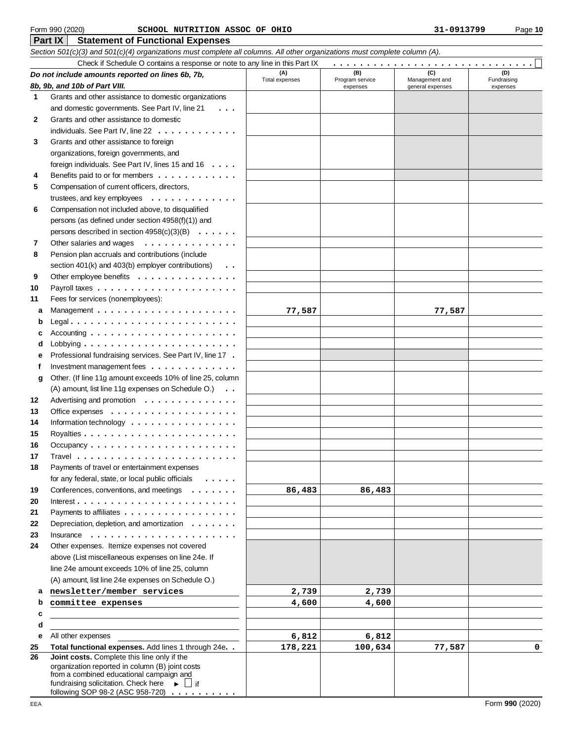Form 990 (2020) SCHOOL NUTRITION ASSOC OF OHIO 31-0913799

## Part IX Statement of Functional Expenses

*Section 501(c)(3) and 501(c)(4) organizations must complete all columns. All other organizations must complete column (A).*

Check if Schedule O contains a response or note to any line in this Part IX . . . . . . . . . . . . . . . . . . . . . . . . . . . . . ☐

| | *Do not include amounts reported on lines 6b, 7b, 8b, 9b, and 10b of Part VIII.* | (A) Total expenses | (B) Program service expenses | (C) Management and general expenses | (D) Fundraising expenses |
|---|---|---|---|---|---|
| 1 | Grants and other assistance to domestic organizations and domestic governments. See Part IV, line 21 | | | | |
| 2 | Grants and other assistance to domestic individuals. See Part IV, line 22 | | | | |
| 3 | Grants and other assistance to foreign organizations, foreign governments, and foreign individuals. See Part IV, lines 15 and 16 | | | | |
| 4 | Benefits paid to or for members | | | | |
| 5 | Compensation of current officers, directors, trustees, and key employees | | | | |
| 6 | Compensation not included above, to disqualified persons (as defined under section 4958(f)(1)) and persons described in section 4958(c)(3)(B) | | | | |
| 7 | Other salaries and wages | | | | |
| 8 | Pension plan accruals and contributions (include section 401(k) and 403(b) employer contributions) | | | | |
| 9 | Other employee benefits | | | | |
| 10 | Payroll taxes | | | | |
| 11 | Fees for services (nonemployees): | | | | |
| a | Management | 77,587 | | 77,587 | |
| b | Legal | | | | |
| c | Accounting | | | | |
| d | Lobbying | | | | |
| e | Professional fundraising services. See Part IV, line 17 | | | | |
| f | Investment management fees | | | | |
| g | Other. (If line 11g amount exceeds 10% of line 25, column (A) amount, list line 11g expenses on Schedule O.) | | | | |
| 12 | Advertising and promotion | | | | |
| 13 | Office expenses | | | | |
| 14 | Information technology | | | | |
| 15 | Royalties | | | | |
| 16 | Occupancy | | | | |
| 17 | Travel | | | | |
| 18 | Payments of travel or entertainment expenses for any federal, state, or local public officials | | | | |
| 19 | Conferences, conventions, and meetings | 86,483 | 86,483 | | |
| 20 | Interest | | | | |
| 21 | Payments to affiliates | | | | |
| 22 | Depreciation, depletion, and amortization | | | | |
| 23 | Insurance | | | | |
| 24 | Other expenses. Itemize expenses not covered above (List miscellaneous expenses on line 24e. If line 24e amount exceeds 10% of line 25, column (A) amount, list line 24e expenses on Schedule O.) | | | | |
| a | newsletter/member services | 2,739 | 2,739 | | |
| b | committee expenses | 4,600 | 4,600 | | |
| c | | | | | |
| d | | | | | |
| e | All other expenses | 6,812 | 6,812 | | |
| 25 | **Total functional expenses.** Add lines 1 through 24e | 178,221 | 100,634 | 77,587 | 0 |
| 26 | **Joint costs.** Complete this line only if the organization reported in column (B) joint costs from a combined educational campaign and fundraising solicitation. Check here ► ☐ if following SOP 98-2 (ASC 958-720) | | | | |

EEA Form **990** (2020)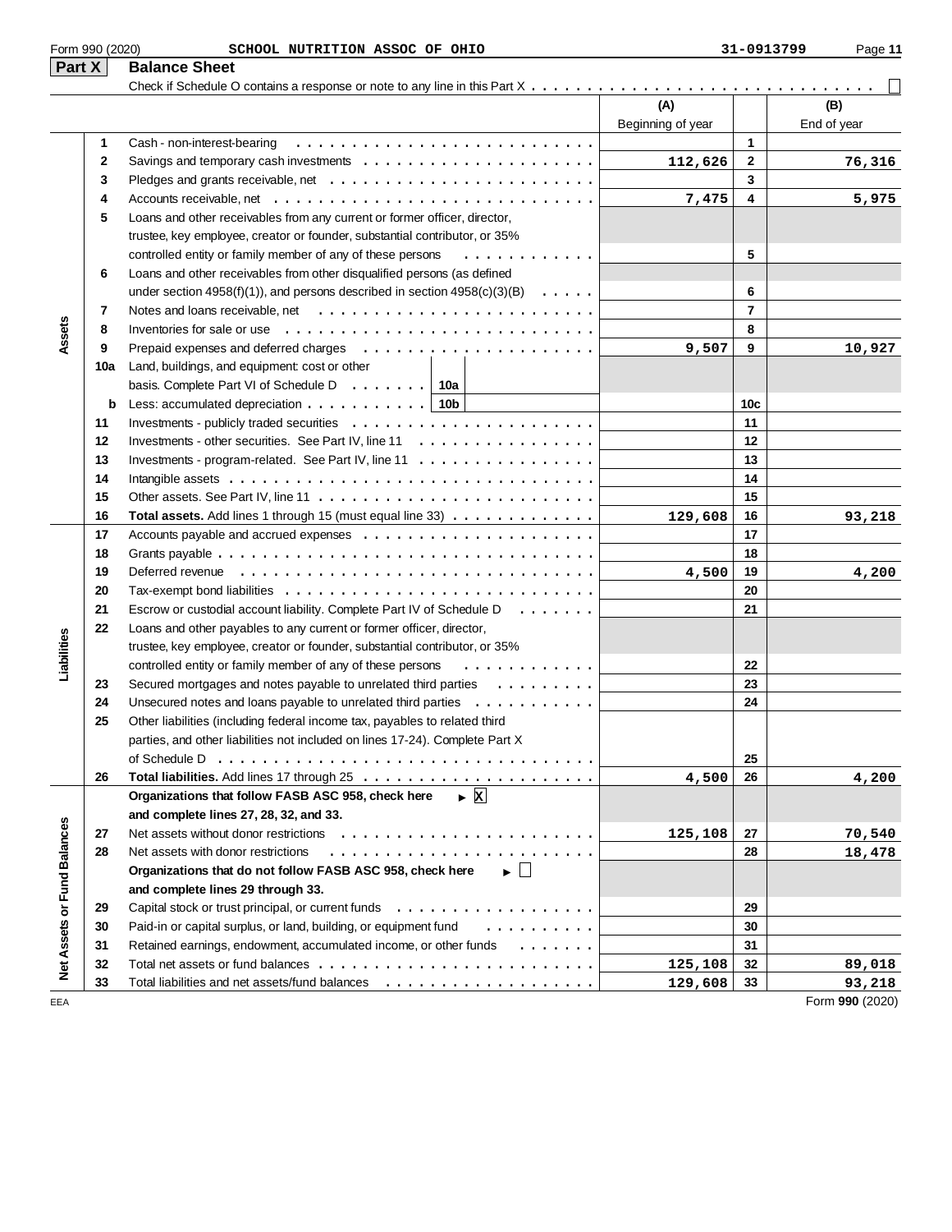Form 990 (2020) SCHOOL NUTRITION ASSOC OF OHIO 31-0913799

## Part X Balance Sheet

Check if Schedule O contains a response or note to any line in this Part X . . . . . . . . . . ☐

| Section | Line | Description | | (A) Beginning of year | Line | (B) End of year |
|---|---|---|---|---|---|---|
| Assets | 1 | Cash - non-interest-bearing | | | 1 | |
| | 2 | Savings and temporary cash investments | | 112,626 | 2 | 76,316 |
| | 3 | Pledges and grants receivable, net | | | 3 | |
| | 4 | Accounts receivable, net | | 7,475 | 4 | 5,975 |
| | 5 | Loans and other receivables from any current or former officer, director, trustee, key employee, creator or founder, substantial contributor, or 35% controlled entity or family member of any of these persons | | | 5 | |
| | 6 | Loans and other receivables from other disqualified persons (as defined under section 4958(f)(1)), and persons described in section 4958(c)(3)(B) | | | 6 | |
| | 7 | Notes and loans receivable, net | | | 7 | |
| | 8 | Inventories for sale or use | | | 8 | |
| | 9 | Prepaid expenses and deferred charges | | 9,507 | 9 | 10,927 |
| | 10a | Land, buildings, and equipment: cost or other basis. Complete Part VI of Schedule D | 10a | | | |
| | b | Less: accumulated depreciation | 10b | | 10c | |
| | 11 | Investments - publicly traded securities | | | 11 | |
| | 12 | Investments - other securities. See Part IV, line 11 | | | 12 | |
| | 13 | Investments - program-related. See Part IV, line 11 | | | 13 | |
| | 14 | Intangible assets | | | 14 | |
| | 15 | Other assets. See Part IV, line 11 | | | 15 | |
| | 16 | **Total assets.** Add lines 1 through 15 (must equal line 33) | | 129,608 | 16 | 93,218 |
| Liabilities | 17 | Accounts payable and accrued expenses | | | 17 | |
| | 18 | Grants payable | | | 18 | |
| | 19 | Deferred revenue | | 4,500 | 19 | 4,200 |
| | 20 | Tax-exempt bond liabilities | | | 20 | |
| | 21 | Escrow or custodial account liability. Complete Part IV of Schedule D | | | 21 | |
| | 22 | Loans and other payables to any current or former officer, director, trustee, key employee, creator or founder, substantial contributor, or 35% controlled entity or family member of any of these persons | | | 22 | |
| | 23 | Secured mortgages and notes payable to unrelated third parties | | | 23 | |
| | 24 | Unsecured notes and loans payable to unrelated third parties | | | 24 | |
| | 25 | Other liabilities (including federal income tax, payables to related third parties, and other liabilities not included on lines 17-24). Complete Part X of Schedule D | | | 25 | |
| | 26 | **Total liabilities.** Add lines 17 through 25 | | 4,500 | 26 | 4,200 |
| Net Assets or Fund Balances | | **Organizations that follow FASB ASC 958, check here** ► ☒ **and complete lines 27, 28, 32, and 33.** | | | | |
| | 27 | Net assets without donor restrictions | | 125,108 | 27 | 70,540 |
| | 28 | Net assets with donor restrictions | | | 28 | 18,478 |
| | | **Organizations that do not follow FASB ASC 958, check here** ► ☐ **and complete lines 29 through 33.** | | | | |
| | 29 | Capital stock or trust principal, or current funds | | | 29 | |
| | 30 | Paid-in or capital surplus, or land, building, or equipment fund | | | 30 | |
| | 31 | Retained earnings, endowment, accumulated income, or other funds | | | 31 | |
| | 32 | Total net assets or fund balances | | 125,108 | 32 | 89,018 |
| | 33 | Total liabilities and net assets/fund balances | | 129,608 | 33 | 93,218 |

EEA Form **990** (2020)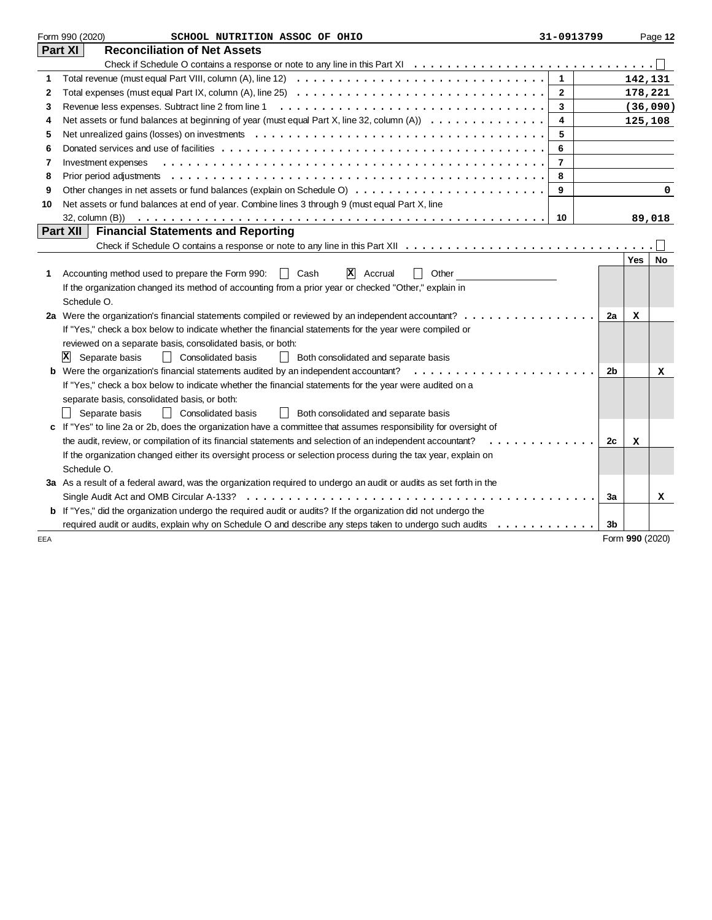Form 990 (2020) SCHOOL NUTRITION ASSOC OF OHIO 31-0913799

## Part XI Reconciliation of Net Assets

Check if Schedule O contains a response or note to any line in this Part XI ☐

| | | | |
|---|---|---|---|
| 1 | Total revenue (must equal Part VIII, column (A), line 12) | 1 | 142,131 |
| 2 | Total expenses (must equal Part IX, column (A), line 25) | 2 | 178,221 |
| 3 | Revenue less expenses. Subtract line 2 from line 1 | 3 | (36,090) |
| 4 | Net assets or fund balances at beginning of year (must equal Part X, line 32, column (A)) | 4 | 125,108 |
| 5 | Net unrealized gains (losses) on investments | 5 | |
| 6 | Donated services and use of facilities | 6 | |
| 7 | Investment expenses | 7 | |
| 8 | Prior period adjustments | 8 | |
| 9 | Other changes in net assets or fund balances (explain on Schedule O) | 9 | 0 |
| 10 | Net assets or fund balances at end of year. Combine lines 3 through 9 (must equal Part X, line 32, column (B)) | 10 | 89,018 |

## Part XII Financial Statements and Reporting

Check if Schedule O contains a response or note to any line in this Part XII ☐

| | | | Yes | No |
|---|---|---|---|---|
| 1 | Accounting method used to prepare the Form 990: ☐ Cash ☒ Accrual ☐ Other<br>If the organization changed its method of accounting from a prior year or checked "Other," explain in Schedule O. | | | |
| 2a | Were the organization's financial statements compiled or reviewed by an independent accountant? | 2a | X | |
| | If "Yes," check a box below to indicate whether the financial statements for the year were compiled or reviewed on a separate basis, consolidated basis, or both:<br>☒ Separate basis ☐ Consolidated basis ☐ Both consolidated and separate basis | | | |
| b | Were the organization's financial statements audited by an independent accountant? | 2b | | X |
| | If "Yes," check a box below to indicate whether the financial statements for the year were audited on a separate basis, consolidated basis, or both:<br>☐ Separate basis ☐ Consolidated basis ☐ Both consolidated and separate basis | | | |
| c | If "Yes" to line 2a or 2b, does the organization have a committee that assumes responsibility for oversight of the audit, review, or compilation of its financial statements and selection of an independent accountant? | 2c | X | |
| | If the organization changed either its oversight process or selection process during the tax year, explain on Schedule O. | | | |
| 3a | As a result of a federal award, was the organization required to undergo an audit or audits as set forth in the Single Audit Act and OMB Circular A-133? | 3a | | X |
| b | If "Yes," did the organization undergo the required audit or audits? If the organization did not undergo the required audit or audits, explain why on Schedule O and describe any steps taken to undergo such audits | 3b | | |

Form 990 (2020)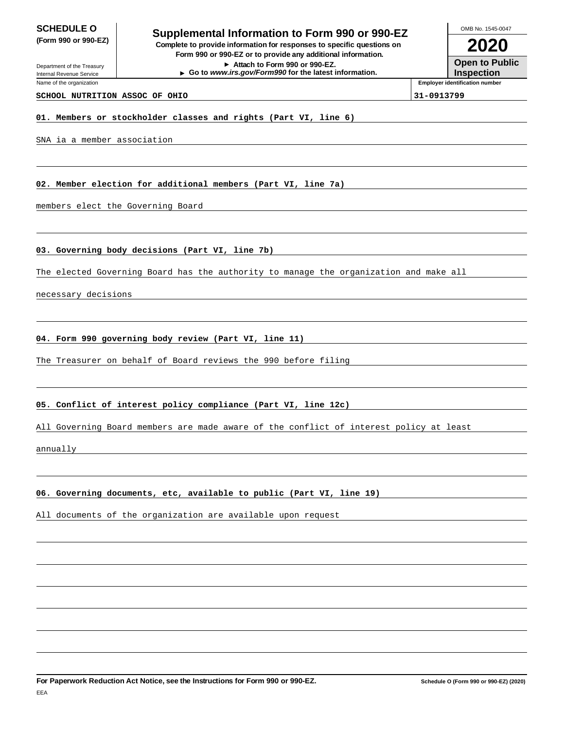**SCHEDULE O**
**(Form 990 or 990-EZ)**

Department of the Treasury
Internal Revenue Service

# Supplemental Information to Form 990 or 990-EZ

**Complete to provide information for responses to specific questions on Form 990 or 990-EZ or to provide any additional information.**
**► Attach to Form 990 or 990-EZ.**
**► Go to *www.irs.gov/Form990* for the latest information.**

OMB No. 1545-0047

**2020**

**Open to Public Inspection**

| Name of the organization | Employer identification number |
|---|---|
| SCHOOL NUTRITION ASSOC OF OHIO | 31-0913799 |

**01. Members or stockholder classes and rights (Part VI, line 6)**

SNA ia a member association

**02. Member election for additional members (Part VI, line 7a)**

members elect the Governing Board

**03. Governing body decisions (Part VI, line 7b)**

The elected Governing Board has the authority to manage the organization and make all necessary decisions

**04. Form 990 governing body review (Part VI, line 11)**

The Treasurer on behalf of Board reviews the 990 before filing

**05. Conflict of interest policy compliance (Part VI, line 12c)**

All Governing Board members are made aware of the conflict of interest policy at least annually

**06. Governing documents, etc, available to public (Part VI, line 19)**

All documents of the organization are available upon request

**For Paperwork Reduction Act Notice, see the Instructions for Form 990 or 990-EZ.** Schedule O (Form 990 or 990-EZ) (2020)

EEA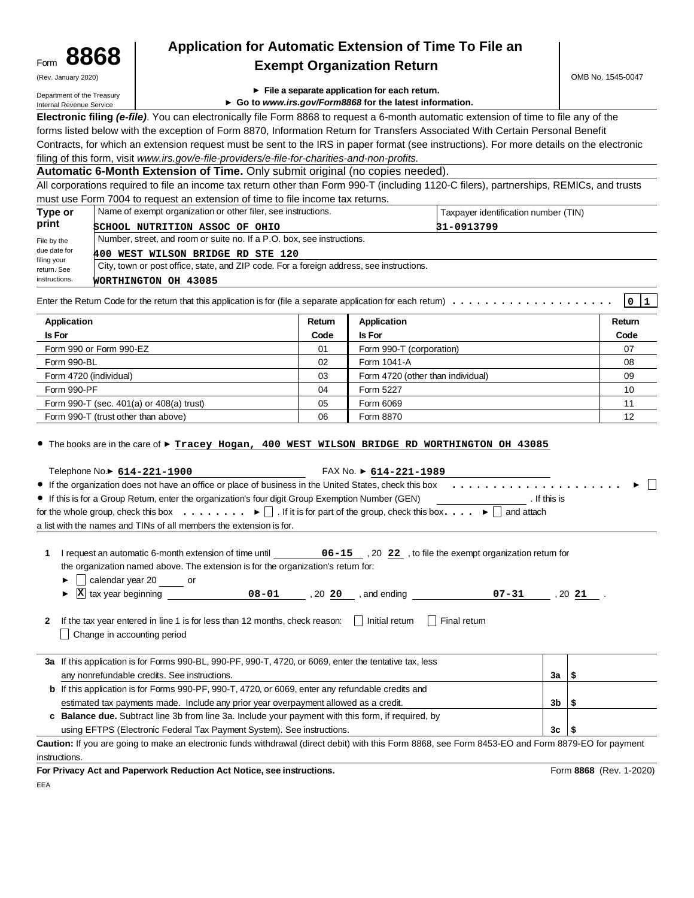Form **8868** (Rev. January 2020) Department of the Treasury Internal Revenue Service

# Application for Automatic Extension of Time To File an Exempt Organization Return

OMB No. 1545-0047

► **File a separate application for each return.**
► **Go to *www.irs.gov/Form8868* for the latest information.**

**Electronic filing *(e-file)***. You can electronically file Form 8868 to request a 6-month automatic extension of time to file any of the forms listed below with the exception of Form 8870, Information Return for Transfers Associated With Certain Personal Benefit Contracts, for which an extension request must be sent to the IRS in paper format (see instructions). For more details on the electronic filing of this form, visit *www.irs.gov/e-file-providers/e-file-for-charities-and-non-profits.*

**Automatic 6-Month Extension of Time.** Only submit original (no copies needed).

All corporations required to file an income tax return other than Form 990-T (including 1120-C filers), partnerships, REMICs, and trusts must use Form 7004 to request an extension of time to file income tax returns.

**Type or print** — File by the due date for filing your return. See instructions.

| Name of exempt organization or other filer, see instructions. | Taxpayer identification number (TIN) |
|---|---|
| SCHOOL NUTRITION ASSOC OF OHIO | 31-0913799 |
| Number, street, and room or suite no. If a P.O. box, see instructions. | |
| 400 WEST WILSON BRIDGE RD STE 120 | |
| City, town or post office, state, and ZIP code. For a foreign address, see instructions. | |
| WORTHINGTON OH 43085 | |

Enter the Return Code for the return that this application is for (file a separate application for each return) . . . . . . . . . . . . . . . . . . . . **0 1**

| Application Is For | Return Code | Application Is For | Return Code |
|---|---|---|---|
| Form 990 or Form 990-EZ | 01 | Form 990-T (corporation) | 07 |
| Form 990-BL | 02 | Form 1041-A | 08 |
| Form 4720 (individual) | 03 | Form 4720 (other than individual) | 09 |
| Form 990-PF | 04 | Form 5227 | 10 |
| Form 990-T (sec. 401(a) or 408(a) trust) | 05 | Form 6069 | 11 |
| Form 990-T (trust other than above) | 06 | Form 8870 | 12 |

- The books are in the care of ► **Tracey Hogan, 400 WEST WILSON BRIDGE RD WORTHINGTON OH 43085**

Telephone No.► **614-221-1900** FAX No. ► **614-221-1989**

- If the organization does not have an office or place of business in the United States, check this box . . . . . . . . . . . . . . . . . . . . . ► ☐
- If this is for a Group Return, enter the organization's four digit Group Exemption Number (GEN) ________ . If this is for the whole group, check this box . . . . . . . . ► ☐ . If it is for part of the group, check this box. . . . ► ☐ and attach a list with the names and TINs of all members the extension is for.

**1** I request an automatic 6-month extension of time until **06-15** , 20 **22** , to file the exempt organization return for the organization named above. The extension is for the organization's return for:

► ☐ calendar year 20 ____ or

► ☒ tax year beginning **08-01** , 20 **20** , and ending **07-31** , 20 **21** .

**2** If the tax year entered in line 1 is for less than 12 months, check reason: ☐ Initial return ☐ Final return ☐ Change in accounting period

| | | | |
|---|---|---|---|
| **3a** | If this application is for Forms 990-BL, 990-PF, 990-T, 4720, or 6069, enter the tentative tax, less any nonrefundable credits. See instructions. | 3a | $ |
| **b** | If this application is for Forms 990-PF, 990-T, 4720, or 6069, enter any refundable credits and estimated tax payments made. Include any prior year overpayment allowed as a credit. | 3b | $ |
| **c** | **Balance due.** Subtract line 3b from line 3a. Include your payment with this form, if required, by using EFTPS (Electronic Federal Tax Payment System). See instructions. | 3c | $ |

**Caution:** If you are going to make an electronic funds withdrawal (direct debit) with this Form 8868, see Form 8453-EO and Form 8879-EO for payment instructions.

**For Privacy Act and Paperwork Reduction Act Notice, see instructions.** Form **8868** (Rev. 1-2020)

EEA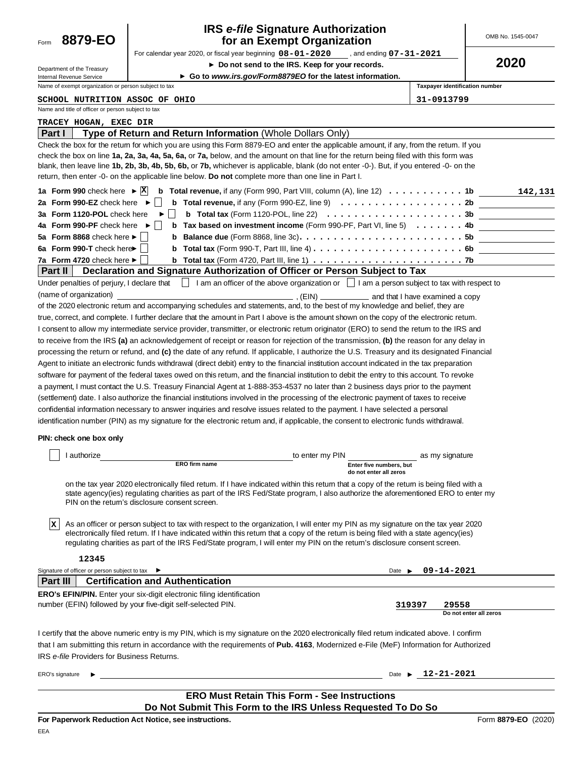Form **8879-EO**

Department of the Treasury
Internal Revenue Service

# IRS *e-file* Signature Authorization for an Exempt Organization

For calendar year 2020, or fiscal year beginning **08-01-2020** , and ending **07-31-2021**

► **Do not send to the IRS. Keep for your records.**

► **Go to *www.irs.gov/Form8879EO* for the latest information.**

OMB No. 1545-0047

**2020**

| Name of exempt organization or person subject to tax | Taxpayer identification number |
|---|---|
| **SCHOOL NUTRITION ASSOC OF OHIO** | **31-0913799** |

Name and title of officer or person subject to tax

**TRACEY HOGAN, EXEC DIR**

## Part I Type of Return and Return Information (Whole Dollars Only)

Check the box for the return for which you are using this Form 8879-EO and enter the applicable amount, if any, from the return. If you check the box on line **1a, 2a, 3a, 4a, 5a, 6a,** or **7a,** below, and the amount on that line for the return being filed with this form was blank, then leave line **1b, 2b, 3b, 4b, 5b, 6b,** or **7b,** whichever is applicable, blank (do not enter -0-). But, if you entered -0- on the return, then enter -0- on the applicable line below. **Do not** complete more than one line in Part I.

| | | | |
|---|---|---|---|
| **1a Form 990** check here ► [X] | **b Total revenue,** if any (Form 990, Part VIII, column (A), line 12) | **1b** | **142,131** |
| **2a Form 990-EZ** check here ► [ ] | **b Total revenue,** if any (Form 990-EZ, line 9) | **2b** | |
| **3a Form 1120-POL** check here ► [ ] | **b Total tax** (Form 1120-POL, line 22) | **3b** | |
| **4a Form 990-PF** check here ► [ ] | **b Tax based on investment income** (Form 990-PF, Part VI, line 5) | **4b** | |
| **5a Form 8868** check here ► [ ] | **b Balance due** (Form 8868, line 3c) | **5b** | |
| **6a Form 990-T** check here ► [ ] | **b Total tax** (Form 990-T, Part III, line 4) | **6b** | |
| **7a Form 4720** check here ► [ ] | **b Total tax** (Form 4720, Part III, line 1) | **7b** | |

## Part II Declaration and Signature Authorization of Officer or Person Subject to Tax

Under penalties of perjury, I declare that [ ] I am an officer of the above organization or [ ] I am a person subject to tax with respect to (name of organization) ______________________, (EIN) ____________ and that I have examined a copy of the 2020 electronic return and accompanying schedules and statements, and, to the best of my knowledge and belief, they are true, correct, and complete. I further declare that the amount in Part I above is the amount shown on the copy of the electronic return. I consent to allow my intermediate service provider, transmitter, or electronic return originator (ERO) to send the return to the IRS and to receive from the IRS **(a)** an acknowledgement of receipt or reason for rejection of the transmission, **(b)** the reason for any delay in processing the return or refund, and **(c)** the date of any refund. If applicable, I authorize the U.S. Treasury and its designated Financial Agent to initiate an electronic funds withdrawal (direct debit) entry to the financial institution account indicated in the tax preparation software for payment of the federal taxes owed on this return, and the financial institution to debit the entry to this account. To revoke a payment, I must contact the U.S. Treasury Financial Agent at 1-888-353-4537 no later than 2 business days prior to the payment (settlement) date. I also authorize the financial institutions involved in the processing of the electronic payment of taxes to receive confidential information necessary to answer inquiries and resolve issues related to the payment. I have selected a personal identification number (PIN) as my signature for the electronic return and, if applicable, the consent to electronic funds withdrawal.

**PIN: check one box only**

[ ] I authorize ______________________ (ERO firm name) to enter my PIN ____________ (Enter five numbers, but do not enter all zeros) as my signature on the tax year 2020 electronically filed return. If I have indicated within this return that a copy of the return is being filed with a state agency(ies) regulating charities as part of the IRS Fed/State program, I also authorize the aforementioned ERO to enter my PIN on the return's disclosure consent screen.

[X] As an officer or person subject to tax with respect to the organization, I will enter my PIN as my signature on the tax year 2020 electronically filed return. If I have indicated within this return that a copy of the return is being filed with a state agency(ies) regulating charities as part of the IRS Fed/State program, I will enter my PIN on the return's disclosure consent screen.

**12345**

Signature of officer or person subject to tax ► Date ► **09-14-2021**

## Part III Certification and Authentication

**ERO's EFIN/PIN.** Enter your six-digit electronic filing identification number (EFIN) followed by your five-digit self-selected PIN. **319397 29558** (Do not enter all zeros)

I certify that the above numeric entry is my PIN, which is my signature on the 2020 electronically filed return indicated above. I confirm that I am submitting this return in accordance with the requirements of **Pub. 4163**, Modernized e-File (MeF) Information for Authorized IRS *e-file* Providers for Business Returns.

ERO's signature ► Date ► **12-21-2021**

**ERO Must Retain This Form - See Instructions**

**Do Not Submit This Form to the IRS Unless Requested To Do So**

**For Paperwork Reduction Act Notice, see instructions.** Form **8879-EO** (2020)

EEA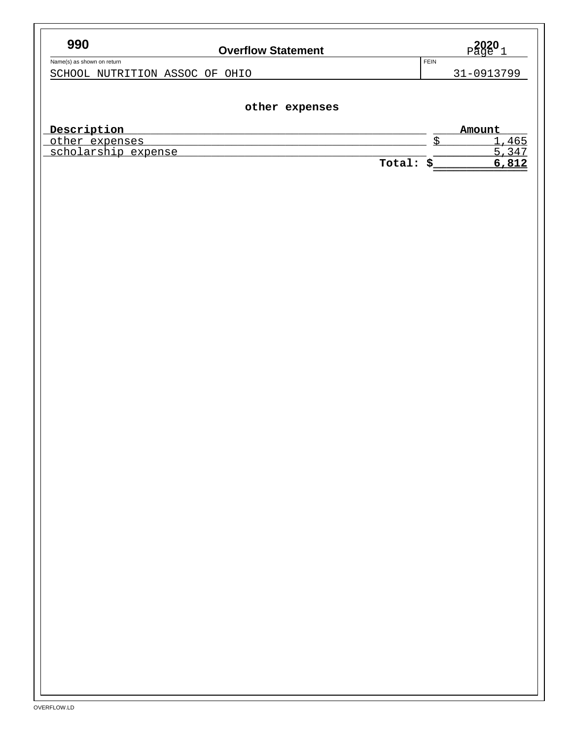990 **Overflow Statement** 2020

Name(s) as shown on return: SCHOOL NUTRITION ASSOC OF OHIO

FEIN: 31-0913799

## other expenses

| Description | Amount |
| --- | --- |
| other expenses | $ 1,465 |
| scholarship expense | 5,347 |
| **Total:** | **$ 6,812** |

OVERFLOW.LD